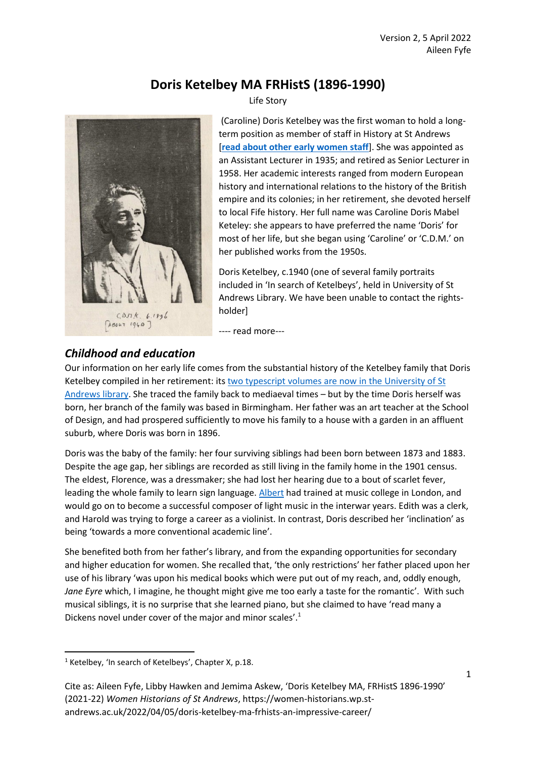Version 2, 5 April 2022
Aileen Fyfe

# Doris Ketelbey MA FRHistS (1896-1990)

Life Story

(Caroline) Doris Ketelbey was the first woman to hold a long-term position as member of staff in History at St Andrews [**read about other early women staff**]. She was appointed as an Assistant Lecturer in 1935; and retired as Senior Lecturer in 1958. Her academic interests ranged from modern European history and international relations to the history of the British empire and its colonies; in her retirement, she devoted herself to local Fife history. Her full name was Caroline Doris Mabel Keteley: she appears to have preferred the name 'Doris' for most of her life, but she began using 'Caroline' or 'C.D.M.' on her published works from the 1950s.

Doris Ketelbey, c.1940 (one of several family portraits included in 'In search of Ketelbeys', held in University of St Andrews Library. We have been unable to contact the rights-holder]

---- read more---

## *Childhood and education*

Our information on her early life comes from the substantial history of the Ketelbey family that Doris Ketelbey compiled in her retirement: its two typescript volumes are now in the University of St Andrews library. She traced the family back to mediaeval times – but by the time Doris herself was born, her branch of the family was based in Birmingham. Her father was an art teacher at the School of Design, and had prospered sufficiently to move his family to a house with a garden in an affluent suburb, where Doris was born in 1896.

Doris was the baby of the family: her four surviving siblings had been born between 1873 and 1883. Despite the age gap, her siblings are recorded as still living in the family home in the 1901 census. The eldest, Florence, was a dressmaker; she had lost her hearing due to a bout of scarlet fever, leading the whole family to learn sign language. Albert had trained at music college in London, and would go on to become a successful composer of light music in the interwar years. Edith was a clerk, and Harold was trying to forge a career as a violinist. In contrast, Doris described her 'inclination' as being 'towards a more conventional academic line'.

She benefited both from her father's library, and from the expanding opportunities for secondary and higher education for women. She recalled that, 'the only restrictions' her father placed upon her use of his library 'was upon his medical books which were put out of my reach, and, oddly enough, *Jane Eyre* which, I imagine, he thought might give me too early a taste for the romantic'. With such musical siblings, it is no surprise that she learned piano, but she claimed to have 'read many a Dickens novel under cover of the major and minor scales'.[1]

[1] Ketelbey, 'In search of Ketelbeys', Chapter X, p.18.

Cite as: Aileen Fyfe, Libby Hawken and Jemima Askew, 'Doris Ketelbey MA, FRHistS 1896-1990' (2021-22) *Women Historians of St Andrews*, https://women-historians.wp.st-andrews.ac.uk/2022/04/05/doris-ketelbey-ma-frhists-an-impressive-career/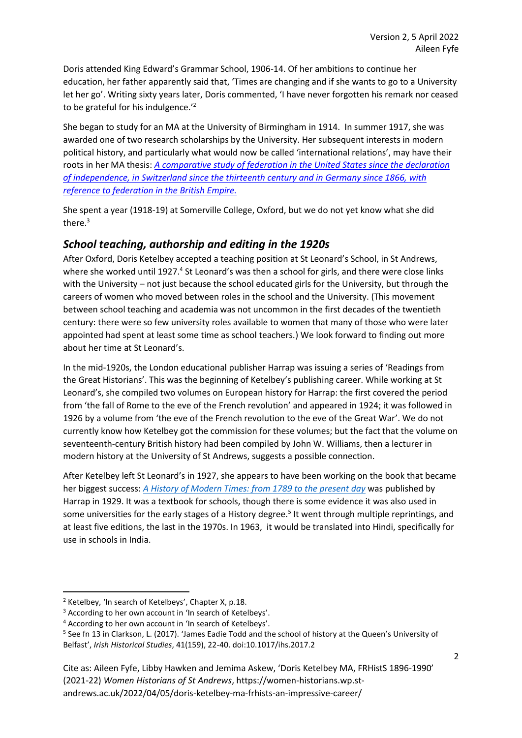Doris attended King Edward's Grammar School, 1906-14. Of her ambitions to continue her education, her father apparently said that, 'Times are changing and if she wants to go to a University let her go'. Writing sixty years later, Doris commented, 'I have never forgotten his remark nor ceased to be grateful for his indulgence.'[2]

She began to study for an MA at the University of Birmingham in 1914. In summer 1917, she was awarded one of two research scholarships by the University. Her subsequent interests in modern political history, and particularly what would now be called 'international relations', may have their roots in her MA thesis: *A comparative study of federation in the United States since the declaration of independence, in Switzerland since the thirteenth century and in Germany since 1866, with reference to federation in the British Empire.*

She spent a year (1918-19) at Somerville College, Oxford, but we do not yet know what she did there.[3]

## School teaching, authorship and editing in the 1920s

After Oxford, Doris Ketelbey accepted a teaching position at St Leonard's School, in St Andrews, where she worked until 1927.[4] St Leonard's was then a school for girls, and there were close links with the University – not just because the school educated girls for the University, but through the careers of women who moved between roles in the school and the University. (This movement between school teaching and academia was not uncommon in the first decades of the twentieth century: there were so few university roles available to women that many of those who were later appointed had spent at least some time as school teachers.) We look forward to finding out more about her time at St Leonard's.

In the mid-1920s, the London educational publisher Harrap was issuing a series of 'Readings from the Great Historians'. This was the beginning of Ketelbey's publishing career. While working at St Leonard's, she compiled two volumes on European history for Harrap: the first covered the period from 'the fall of Rome to the eve of the French revolution' and appeared in 1924; it was followed in 1926 by a volume from 'the eve of the French revolution to the eve of the Great War'. We do not currently know how Ketelbey got the commission for these volumes; but the fact that the volume on seventeenth-century British history had been compiled by John W. Williams, then a lecturer in modern history at the University of St Andrews, suggests a possible connection.

After Ketelbey left St Leonard's in 1927, she appears to have been working on the book that became her biggest success: *A History of Modern Times: from 1789 to the present day* was published by Harrap in 1929. It was a textbook for schools, though there is some evidence it was also used in some universities for the early stages of a History degree.[5] It went through multiple reprintings, and at least five editions, the last in the 1970s. In 1963, it would be translated into Hindi, specifically for use in schools in India.

---

[2] Ketelbey, 'In search of Ketelbeys', Chapter X, p.18.

[3] According to her own account in 'In search of Ketelbeys'.

[4] According to her own account in 'In search of Ketelbeys'.

[5] See fn 13 in Clarkson, L. (2017). 'James Eadie Todd and the school of history at the Queen's University of Belfast', *Irish Historical Studies*, 41(159), 22-40. doi:10.1017/ihs.2017.2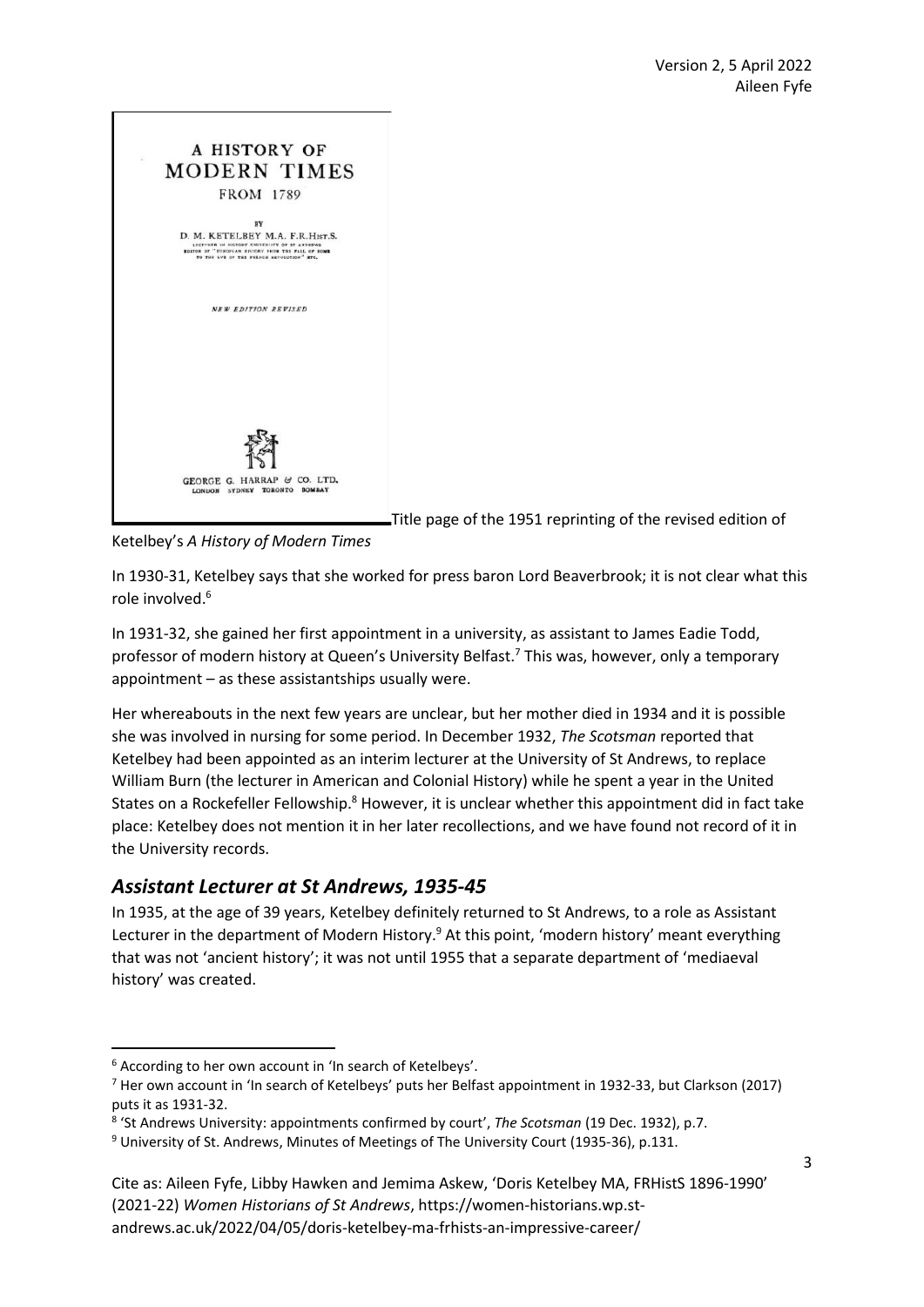A HISTORY OF MODERN TIMES FROM 1789

BY D. M. KETELBEY M.A. F.R.HIST.S.

NEW EDITION REVISED

GEORGE G. HARRAP & CO. LTD.
LONDON SYDNEY TORONTO BOMBAY

Title page of the 1951 reprinting of the revised edition of Ketelbey's *A History of Modern Times*

In 1930-31, Ketelbey says that she worked for press baron Lord Beaverbrook; it is not clear what this role involved.[6]

In 1931-32, she gained her first appointment in a university, as assistant to James Eadie Todd, professor of modern history at Queen's University Belfast.[7] This was, however, only a temporary appointment – as these assistantships usually were.

Her whereabouts in the next few years are unclear, but her mother died in 1934 and it is possible she was involved in nursing for some period. In December 1932, *The Scotsman* reported that Ketelbey had been appointed as an interim lecturer at the University of St Andrews, to replace William Burn (the lecturer in American and Colonial History) while he spent a year in the United States on a Rockefeller Fellowship.[8] However, it is unclear whether this appointment did in fact take place: Ketelbey does not mention it in her later recollections, and we have found not record of it in the University records.

## *Assistant Lecturer at St Andrews, 1935-45*

In 1935, at the age of 39 years, Ketelbey definitely returned to St Andrews, to a role as Assistant Lecturer in the department of Modern History.[9] At this point, 'modern history' meant everything that was not 'ancient history'; it was not until 1955 that a separate department of 'mediaeval history' was created.

---

[6] According to her own account in 'In search of Ketelbeys'.

[7] Her own account in 'In search of Ketelbeys' puts her Belfast appointment in 1932-33, but Clarkson (2017) puts it as 1931-32.

[8] 'St Andrews University: appointments confirmed by court', *The Scotsman* (19 Dec. 1932), p.7.

[9] University of St. Andrews, Minutes of Meetings of The University Court (1935-36), p.131.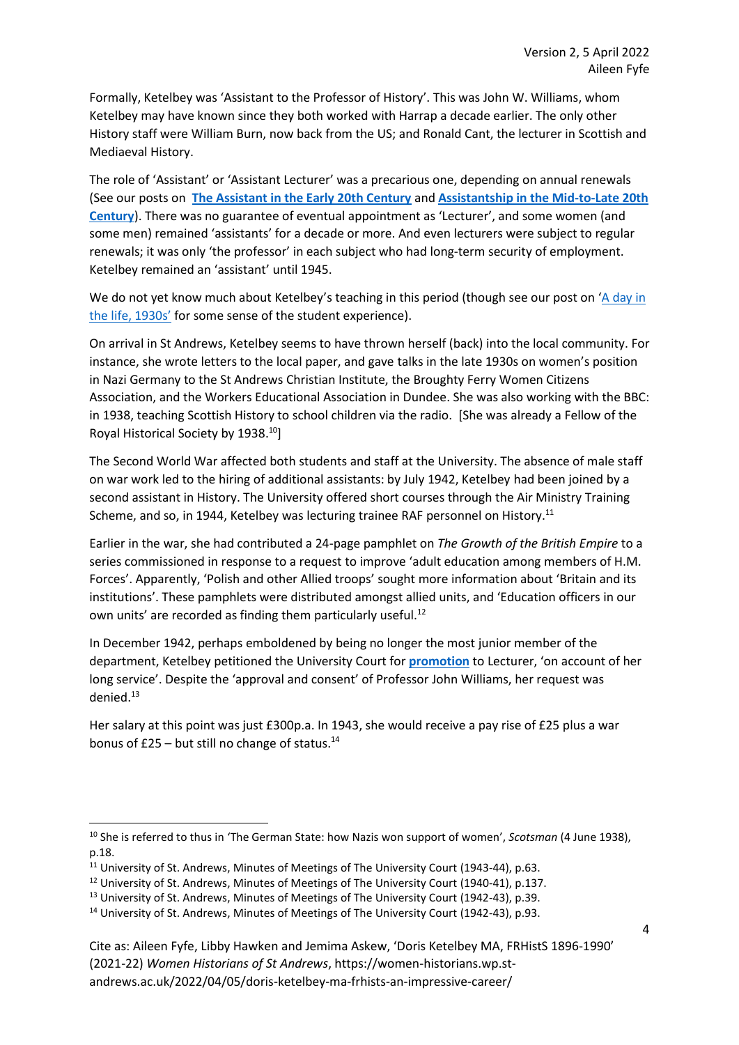Formally, Ketelbey was 'Assistant to the Professor of History'. This was John W. Williams, whom Ketelbey may have known since they both worked with Harrap a decade earlier. The only other History staff were William Burn, now back from the US; and Ronald Cant, the lecturer in Scottish and Mediaeval History.

The role of 'Assistant' or 'Assistant Lecturer' was a precarious one, depending on annual renewals (See our posts on **The Assistant in the Early 20th Century** and **Assistantship in the Mid-to-Late 20th Century**). There was no guarantee of eventual appointment as 'Lecturer', and some women (and some men) remained 'assistants' for a decade or more. And even lecturers were subject to regular renewals; it was only 'the professor' in each subject who had long-term security of employment. Ketelbey remained an 'assistant' until 1945.

We do not yet know much about Ketelbey's teaching in this period (though see our post on 'A day in the life, 1930s' for some sense of the student experience).

On arrival in St Andrews, Ketelbey seems to have thrown herself (back) into the local community. For instance, she wrote letters to the local paper, and gave talks in the late 1930s on women's position in Nazi Germany to the St Andrews Christian Institute, the Broughty Ferry Women Citizens Association, and the Workers Educational Association in Dundee. She was also working with the BBC: in 1938, teaching Scottish History to school children via the radio. [She was already a Fellow of the Royal Historical Society by 1938.[10]]

The Second World War affected both students and staff at the University. The absence of male staff on war work led to the hiring of additional assistants: by July 1942, Ketelbey had been joined by a second assistant in History. The University offered short courses through the Air Ministry Training Scheme, and so, in 1944, Ketelbey was lecturing trainee RAF personnel on History.[11]

Earlier in the war, she had contributed a 24-page pamphlet on *The Growth of the British Empire* to a series commissioned in response to a request to improve 'adult education among members of H.M. Forces'. Apparently, 'Polish and other Allied troops' sought more information about 'Britain and its institutions'. These pamphlets were distributed amongst allied units, and 'Education officers in our own units' are recorded as finding them particularly useful.[12]

In December 1942, perhaps emboldened by being no longer the most junior member of the department, Ketelbey petitioned the University Court for **promotion** to Lecturer, 'on account of her long service'. Despite the 'approval and consent' of Professor John Williams, her request was denied.[13]

Her salary at this point was just £300p.a. In 1943, she would receive a pay rise of £25 plus a war bonus of £25 – but still no change of status.[14]

---

[10] She is referred to thus in 'The German State: how Nazis won support of women', *Scotsman* (4 June 1938), p.18.

[11] University of St. Andrews, Minutes of Meetings of The University Court (1943-44), p.63.

[12] University of St. Andrews, Minutes of Meetings of The University Court (1940-41), p.137.

[13] University of St. Andrews, Minutes of Meetings of The University Court (1942-43), p.39.

[14] University of St. Andrews, Minutes of Meetings of The University Court (1942-43), p.93.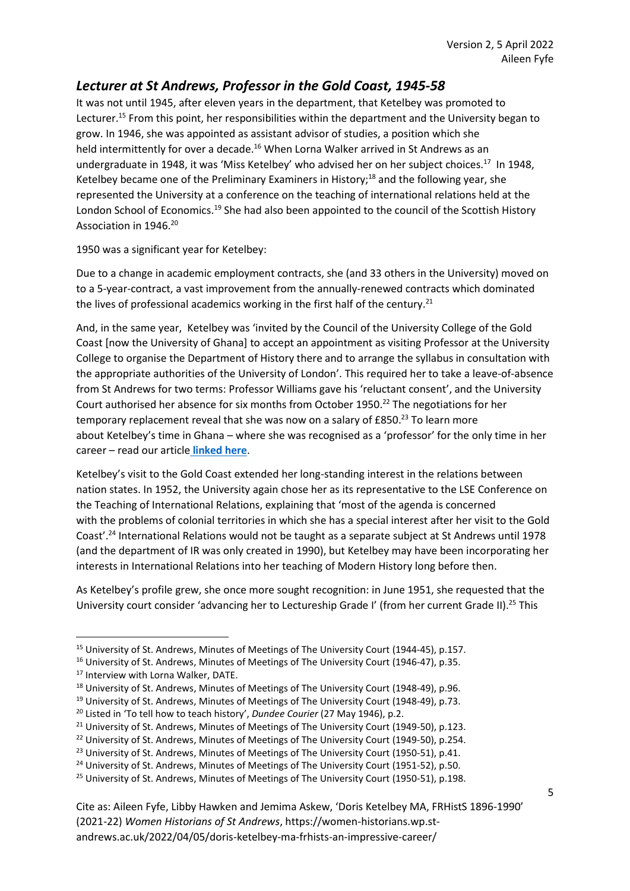## *Lecturer at St Andrews, Professor in the Gold Coast, 1945-58*

It was not until 1945, after eleven years in the department, that Ketelbey was promoted to Lecturer.[15] From this point, her responsibilities within the department and the University began to grow. In 1946, she was appointed as assistant advisor of studies, a position which she held intermittently for over a decade.[16] When Lorna Walker arrived in St Andrews as an undergraduate in 1948, it was 'Miss Ketelbey' who advised her on her subject choices.[17] In 1948, Ketelbey became one of the Preliminary Examiners in History;[18] and the following year, she represented the University at a conference on the teaching of international relations held at the London School of Economics.[19] She had also been appointed to the council of the Scottish History Association in 1946.[20]

1950 was a significant year for Ketelbey:

Due to a change in academic employment contracts, she (and 33 others in the University) moved on to a 5-year-contract, a vast improvement from the annually-renewed contracts which dominated the lives of professional academics working in the first half of the century.[21]

And, in the same year, Ketelbey was 'invited by the Council of the University College of the Gold Coast [now the University of Ghana] to accept an appointment as visiting Professor at the University College to organise the Department of History there and to arrange the syllabus in consultation with the appropriate authorities of the University of London'. This required her to take a leave-of-absence from St Andrews for two terms: Professor Williams gave his 'reluctant consent', and the University Court authorised her absence for six months from October 1950.[22] The negotiations for her temporary replacement reveal that she was now on a salary of £850.[23] To learn more about Ketelbey's time in Ghana – where she was recognised as a 'professor' for the only time in her career – read our article **linked here**.

Ketelbey's visit to the Gold Coast extended her long-standing interest in the relations between nation states. In 1952, the University again chose her as its representative to the LSE Conference on the Teaching of International Relations, explaining that 'most of the agenda is concerned with the problems of colonial territories in which she has a special interest after her visit to the Gold Coast'.[24] International Relations would not be taught as a separate subject at St Andrews until 1978 (and the department of IR was only created in 1990), but Ketelbey may have been incorporating her interests in International Relations into her teaching of Modern History long before then.

As Ketelbey's profile grew, she once more sought recognition: in June 1951, she requested that the University court consider 'advancing her to Lectureship Grade I' (from her current Grade II).[25] This

---

[15] University of St. Andrews, Minutes of Meetings of The University Court (1944-45), p.157.
[16] University of St. Andrews, Minutes of Meetings of The University Court (1946-47), p.35.
[17] Interview with Lorna Walker, DATE.
[18] University of St. Andrews, Minutes of Meetings of The University Court (1948-49), p.96.
[19] University of St. Andrews, Minutes of Meetings of The University Court (1948-49), p.73.
[20] Listed in 'To tell how to teach history', *Dundee Courier* (27 May 1946), p.2.
[21] University of St. Andrews, Minutes of Meetings of The University Court (1949-50), p.123.
[22] University of St. Andrews, Minutes of Meetings of The University Court (1949-50), p.254.
[23] University of St. Andrews, Minutes of Meetings of The University Court (1950-51), p.41.
[24] University of St. Andrews, Minutes of Meetings of The University Court (1951-52), p.50.
[25] University of St. Andrews, Minutes of Meetings of The University Court (1950-51), p.198.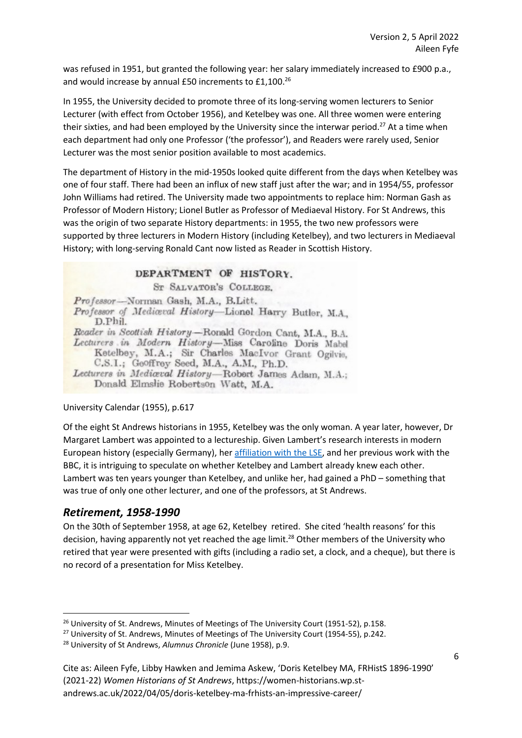was refused in 1951, but granted the following year: her salary immediately increased to £900 p.a., and would increase by annual £50 increments to £1,100.[26]

In 1955, the University decided to promote three of its long-serving women lecturers to Senior Lecturer (with effect from October 1956), and Ketelbey was one. All three women were entering their sixties, and had been employed by the University since the interwar period.[27] At a time when each department had only one Professor ('the professor'), and Readers were rarely used, Senior Lecturer was the most senior position available to most academics.

The department of History in the mid-1950s looked quite different from the days when Ketelbey was one of four staff. There had been an influx of new staff just after the war; and in 1954/55, professor John Williams had retired. The University made two appointments to replace him: Norman Gash as Professor of Modern History; Lionel Butler as Professor of Mediaeval History. For St Andrews, this was the origin of two separate History departments: in 1955, the two new professors were supported by three lecturers in Modern History (including Ketelbey), and two lecturers in Mediaeval History; with long-serving Ronald Cant now listed as Reader in Scottish History.

DEPARTMENT OF HISTORY.
ST SALVATOR'S COLLEGE.

*Professor*—Norman Gash, M.A., B.Litt.
*Professor of Mediæval History*—Lionel Harry Butler, M.A., D.Phil.
*Reader in Scottish History*—Ronald Gordon Cant, M.A., B.A.
*Lecturers in Modern History*—Miss Caroline Doris Mabel Ketelbey, M.A.; Sir Charles MacIvor Grant Ogilvie, C.S.I.; Geoffrey Seed, M.A., A.M., Ph.D.
*Lecturers in Mediæval History*—Robert James Adam, M.A.; Donald Elmslie Robertson Watt, M.A.

University Calendar (1955), p.617

Of the eight St Andrews historians in 1955, Ketelbey was the only woman. A year later, however, Dr Margaret Lambert was appointed to a lectureship. Given Lambert's research interests in modern European history (especially Germany), her affiliation with the LSE, and her previous work with the BBC, it is intriguing to speculate on whether Ketelbey and Lambert already knew each other. Lambert was ten years younger than Ketelbey, and unlike her, had gained a PhD – something that was true of only one other lecturer, and one of the professors, at St Andrews.

## *Retirement, 1958-1990*

On the 30th of September 1958, at age 62, Ketelbey retired. She cited 'health reasons' for this decision, having apparently not yet reached the age limit.[28] Other members of the University who retired that year were presented with gifts (including a radio set, a clock, and a cheque), but there is no record of a presentation for Miss Ketelbey.

---

[26] University of St. Andrews, Minutes of Meetings of The University Court (1951-52), p.158.

[27] University of St. Andrews, Minutes of Meetings of The University Court (1954-55), p.242.

[28] University of St Andrews, *Alumnus Chronicle* (June 1958), p.9.

Cite as: Aileen Fyfe, Libby Hawken and Jemima Askew, 'Doris Ketelbey MA, FRHistS 1896-1990' (2021-22) *Women Historians of St Andrews*, https://women-historians.wp.st-andrews.ac.uk/2022/04/05/doris-ketelbey-ma-frhists-an-impressive-career/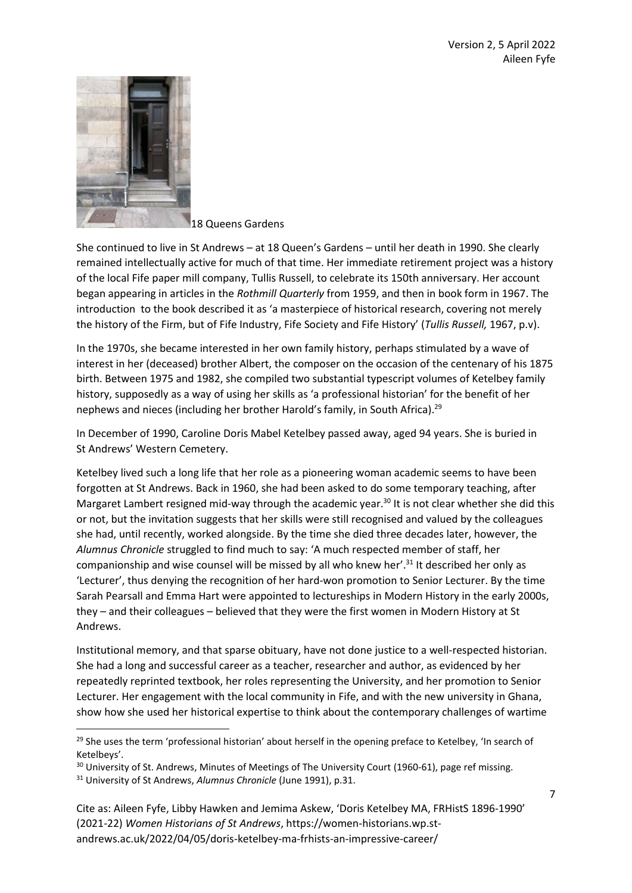18 Queens Gardens

She continued to live in St Andrews – at 18 Queen's Gardens – until her death in 1990. She clearly remained intellectually active for much of that time. Her immediate retirement project was a history of the local Fife paper mill company, Tullis Russell, to celebrate its 150th anniversary. Her account began appearing in articles in the *Rothmill Quarterly* from 1959, and then in book form in 1967. The introduction to the book described it as 'a masterpiece of historical research, covering not merely the history of the Firm, but of Fife Industry, Fife Society and Fife History' (*Tullis Russell,* 1967, p.v).

In the 1970s, she became interested in her own family history, perhaps stimulated by a wave of interest in her (deceased) brother Albert, the composer on the occasion of the centenary of his 1875 birth. Between 1975 and 1982, she compiled two substantial typescript volumes of Ketelbey family history, supposedly as a way of using her skills as 'a professional historian' for the benefit of her nephews and nieces (including her brother Harold's family, in South Africa).[29]

In December of 1990, Caroline Doris Mabel Ketelbey passed away, aged 94 years. She is buried in St Andrews' Western Cemetery.

Ketelbey lived such a long life that her role as a pioneering woman academic seems to have been forgotten at St Andrews. Back in 1960, she had been asked to do some temporary teaching, after Margaret Lambert resigned mid-way through the academic year.[30] It is not clear whether she did this or not, but the invitation suggests that her skills were still recognised and valued by the colleagues she had, until recently, worked alongside. By the time she died three decades later, however, the *Alumnus Chronicle* struggled to find much to say: 'A much respected member of staff, her companionship and wise counsel will be missed by all who knew her'.[31] It described her only as 'Lecturer', thus denying the recognition of her hard-won promotion to Senior Lecturer. By the time Sarah Pearsall and Emma Hart were appointed to lectureships in Modern History in the early 2000s, they – and their colleagues – believed that they were the first women in Modern History at St Andrews.

Institutional memory, and that sparse obituary, have not done justice to a well-respected historian. She had a long and successful career as a teacher, researcher and author, as evidenced by her repeatedly reprinted textbook, her roles representing the University, and her promotion to Senior Lecturer. Her engagement with the local community in Fife, and with the new university in Ghana, show how she used her historical expertise to think about the contemporary challenges of wartime

---

[29] She uses the term 'professional historian' about herself in the opening preface to Ketelbey, 'In search of Ketelbeys'.

[30] University of St. Andrews, Minutes of Meetings of The University Court (1960-61), page ref missing.

[31] University of St Andrews, *Alumnus Chronicle* (June 1991), p.31.

Cite as: Aileen Fyfe, Libby Hawken and Jemima Askew, 'Doris Ketelbey MA, FRHistS 1896-1990' (2021-22) *Women Historians of St Andrews*, https://women-historians.wp.st-andrews.ac.uk/2022/04/05/doris-ketelbey-ma-frhists-an-impressive-career/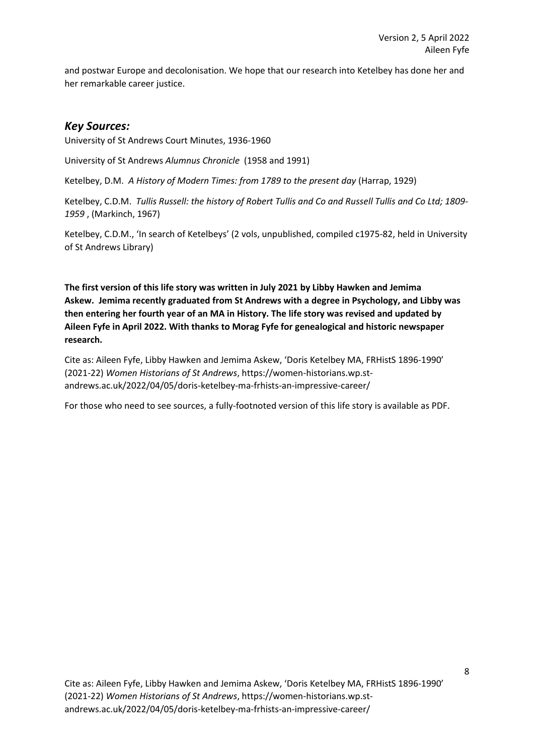and postwar Europe and decolonisation. We hope that our research into Ketelbey has done her and her remarkable career justice.

## *Key Sources:*

University of St Andrews Court Minutes, 1936-1960

University of St Andrews *Alumnus Chronicle* (1958 and 1991)

Ketelbey, D.M. *A History of Modern Times: from 1789 to the present day* (Harrap, 1929)

Ketelbey, C.D.M. *Tullis Russell: the history of Robert Tullis and Co and Russell Tullis and Co Ltd; 1809-1959* , (Markinch, 1967)

Ketelbey, C.D.M., 'In search of Ketelbeys' (2 vols, unpublished, compiled c1975-82, held in University of St Andrews Library)

**The first version of this life story was written in July 2021 by Libby Hawken and Jemima Askew. Jemima recently graduated from St Andrews with a degree in Psychology, and Libby was then entering her fourth year of an MA in History. The life story was revised and updated by Aileen Fyfe in April 2022. With thanks to Morag Fyfe for genealogical and historic newspaper research.**

Cite as: Aileen Fyfe, Libby Hawken and Jemima Askew, 'Doris Ketelbey MA, FRHistS 1896-1990' (2021-22) *Women Historians of St Andrews*, https://women-historians.wp.st-andrews.ac.uk/2022/04/05/doris-ketelbey-ma-frhists-an-impressive-career/

For those who need to see sources, a fully-footnoted version of this life story is available as PDF.